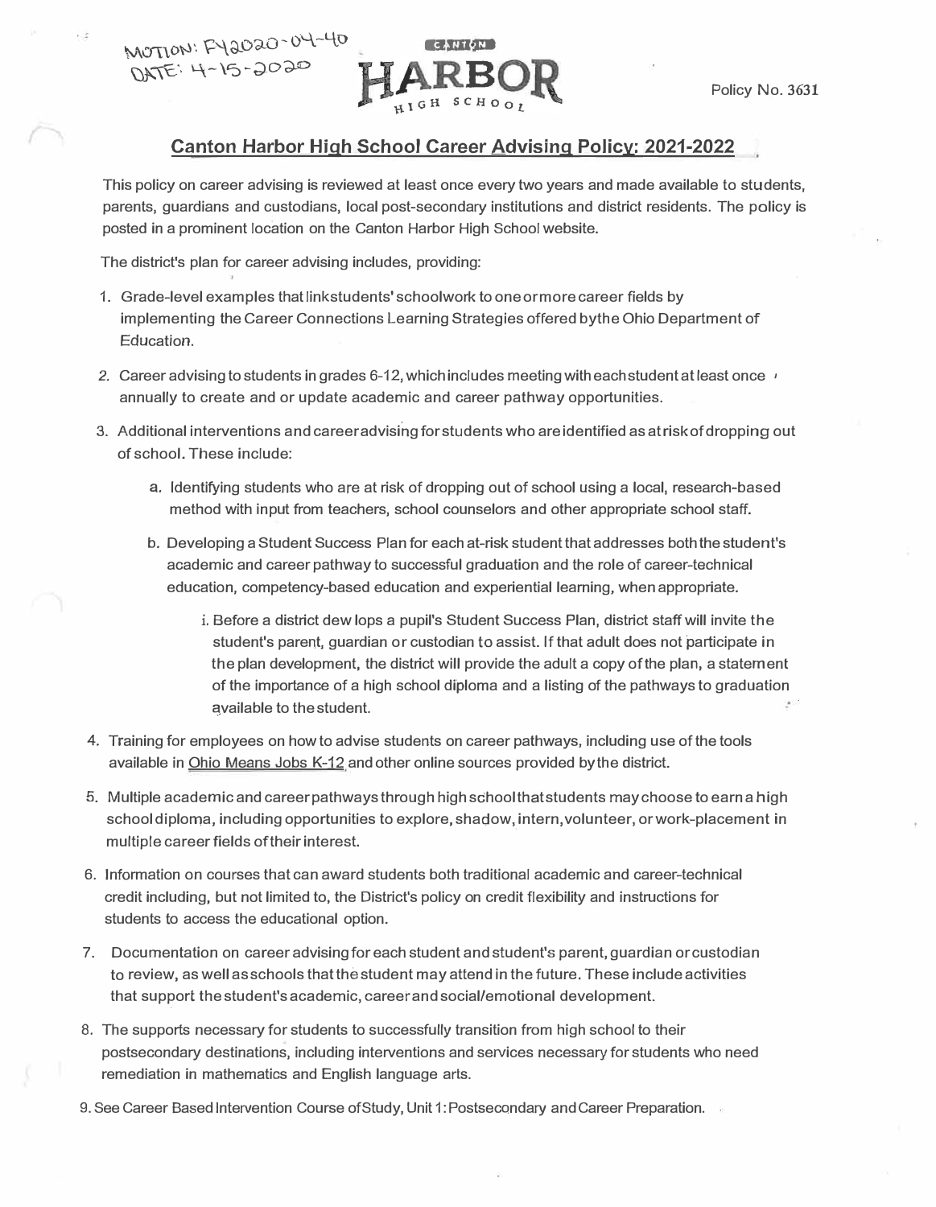MOTION: FY2020-04-40
DATE: 4-15-2020

CANTON HARBOR HIGH SCHOOL

Policy No. 3631

## Canton Harbor High School Career Advising Policy: 2021-2022

This policy on career advising is reviewed at least once every two years and made available to students, parents, guardians and custodians, local post-secondary institutions and district residents. The policy is posted in a prominent location on the Canton Harbor High School website.

The district's plan for career advising includes, providing:

1. Grade-level examples that link students' schoolwork to one or more career fields by implementing the Career Connections Learning Strategies offered by the Ohio Department of Education.
2. Career advising to students in grades 6-12, which includes meeting with each student at least once annually to create and or update academic and career pathway opportunities.
3. Additional interventions and career advising for students who are identified as at risk of dropping out of school. These include:
    a. Identifying students who are at risk of dropping out of school using a local, research-based method with input from teachers, school counselors and other appropriate school staff.
    b. Developing a Student Success Plan for each at-risk student that addresses both the student's academic and career pathway to successful graduation and the role of career-technical education, competency-based education and experiential learning, when appropriate.
        i. Before a district dew lops a pupil's Student Success Plan, district staff will invite the student's parent, guardian or custodian to assist. If that adult does not participate in the plan development, the district will provide the adult a copy of the plan, a statement of the importance of a high school diploma and a listing of the pathways to graduation available to the student.
4. Training for employees on how to advise students on career pathways, including use of the tools available in Ohio Means Jobs K-12 and other online sources provided by the district.
5. Multiple academic and career pathways through high school that students may choose to earn a high school diploma, including opportunities to explore, shadow, intern, volunteer, or work-placement in multiple career fields of their interest.
6. Information on courses that can award students both traditional academic and career-technical credit including, but not limited to, the District's policy on credit flexibility and instructions for students to access the educational option.
7. Documentation on career advising for each student and student's parent, guardian or custodian to review, as well as schools that the student may attend in the future. These include activities that support the student's academic, career and social/emotional development.
8. The supports necessary for students to successfully transition from high school to their postsecondary destinations, including interventions and services necessary for students who need remediation in mathematics and English language arts.
9. See Career Based Intervention Course of Study, Unit 1: Postsecondary and Career Preparation.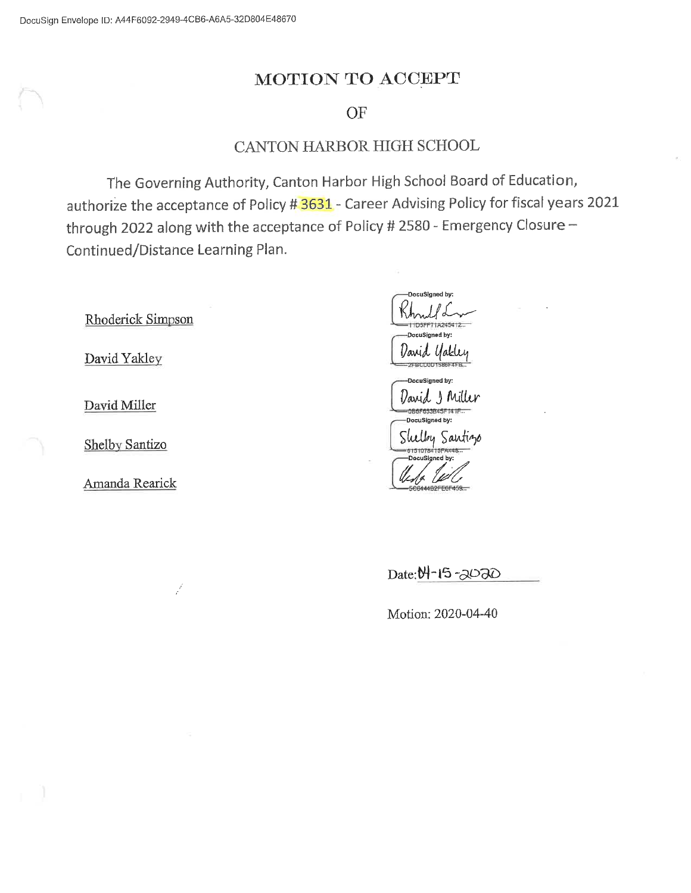DocuSign Envelope ID: A44F6092-2949-4CB6-A6A5-32D804E48670

# MOTION TO ACCEPT

## OF

## CANTON HARBOR HIGH SCHOOL

The Governing Authority, Canton Harbor High School Board of Education, authorize the acceptance of Policy # 3631 - Career Advising Policy for fiscal years 2021 through 2022 along with the acceptance of Policy # 2580 - Emergency Closure – Continued/Distance Learning Plan.

Rhoderick Simpson — DocuSigned by: 11D5FF71A245412...

David Yakley — DocuSigned by: David Yakley 2FBCD0D1586F4FB...

David Miller — DocuSigned by: David J Miller 086F633B45F141F...

Shelby Santizo — DocuSigned by: Shelby Santizo 6151078415FA448...

Amanda Rearick — DocuSigned by: 5C8444B2FE6F459...

Date: 04-15-2020

Motion: 2020-04-40